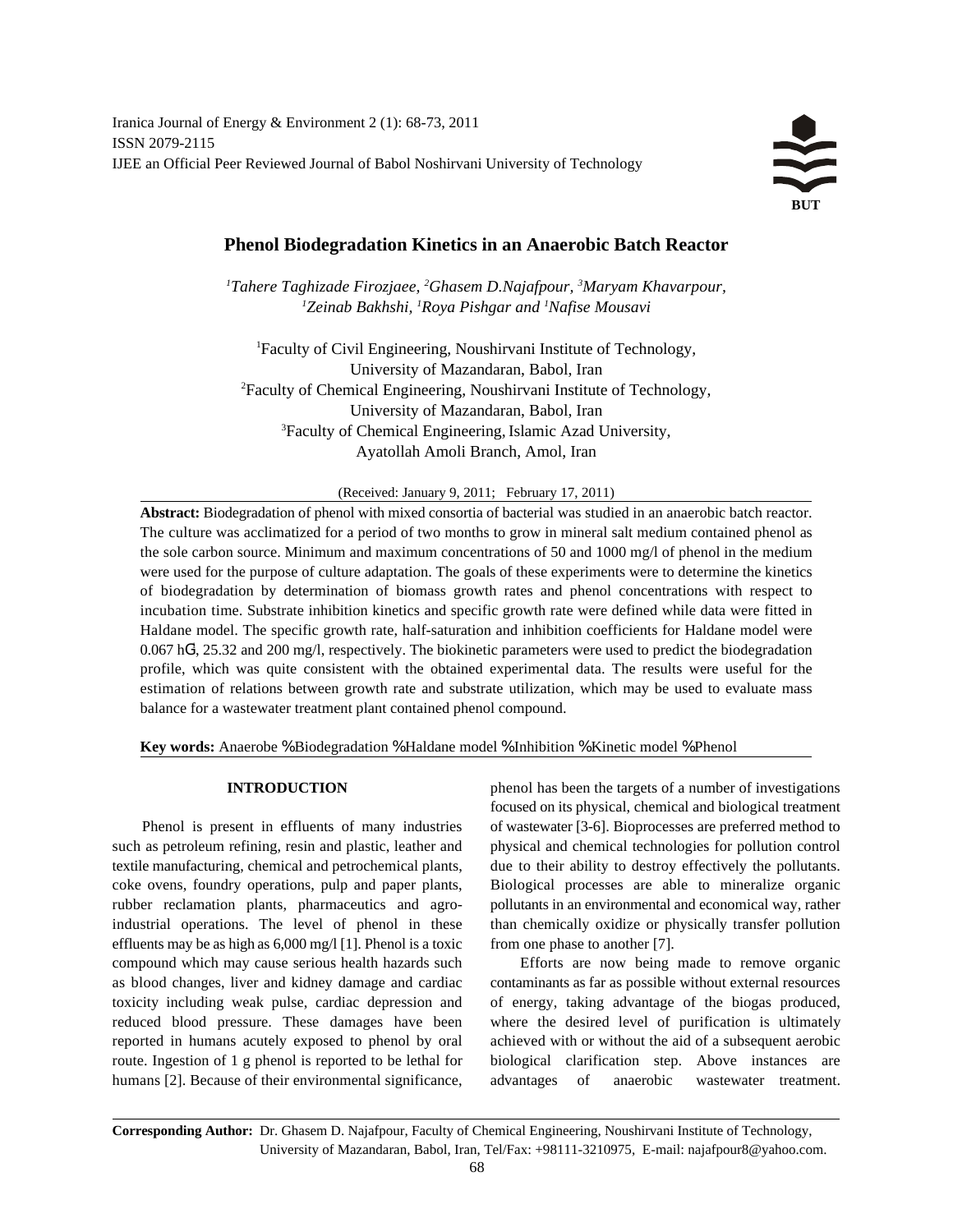Iranica Journal of Energy & Environment 2 (1): 68-73, 2011
ISSN 2079-2115
IJEE an Official Peer Reviewed Journal of Babol Noshirvani University of Technology

# Phenol Biodegradation Kinetics in an Anaerobic Batch Reactor

*[1]Tahere Taghizade Firozjaee, [2]Ghasem D.Najafpour, [3]Maryam Khavarpour, [1]Zeinab Bakhshi, [1]Roya Pishgar and [1]Nafise Mousavi*

[1]Faculty of Civil Engineering, Noushirvani Institute of Technology, University of Mazandaran, Babol, Iran
[2]Faculty of Chemical Engineering, Noushirvani Institute of Technology, University of Mazandaran, Babol, Iran
[3]Faculty of Chemical Engineering, Islamic Azad University, Ayatollah Amoli Branch, Amol, Iran

(Received: January 9, 2011; February 17, 2011)

**Abstract:** Biodegradation of phenol with mixed consortia of bacterial was studied in an anaerobic batch reactor. The culture was acclimatized for a period of two months to grow in mineral salt medium contained phenol as the sole carbon source. Minimum and maximum concentrations of 50 and 1000 mg/l of phenol in the medium were used for the purpose of culture adaptation. The goals of these experiments were to determine the kinetics of biodegradation by determination of biomass growth rates and phenol concentrations with respect to incubation time. Substrate inhibition kinetics and specific growth rate were defined while data were fitted in Haldane model. The specific growth rate, half-saturation and inhibition coefficients for Haldane model were 0.067 $h^{-1}$, 25.32 and 200 mg/l, respectively. The biokinetic parameters were used to predict the biodegradation profile, which was quite consistent with the obtained experimental data. The results were useful for the estimation of relations between growth rate and substrate utilization, which may be used to evaluate mass balance for a wastewater treatment plant contained phenol compound.

**Key words:** Anaerobe · Biodegradation · Haldane model · Inhibition · Kinetic model · Phenol

## INTRODUCTION

Phenol is present in effluents of many industries such as petroleum refining, resin and plastic, leather and textile manufacturing, chemical and petrochemical plants, coke ovens, foundry operations, pulp and paper plants, rubber reclamation plants, pharmaceutics and agro-industrial operations. The level of phenol in these effluents may be as high as 6,000 mg/l [1]. Phenol is a toxic compound which may cause serious health hazards such as blood changes, liver and kidney damage and cardiac toxicity including weak pulse, cardiac depression and reduced blood pressure. These damages have been reported in humans acutely exposed to phenol by oral route. Ingestion of 1 g phenol is reported to be lethal for humans [2]. Because of their environmental significance, phenol has been the targets of a number of investigations focused on its physical, chemical and biological treatment of wastewater [3-6]. Bioprocesses are preferred method to physical and chemical technologies for pollution control due to their ability to destroy effectively the pollutants. Biological processes are able to mineralize organic pollutants in an environmental and economical way, rather than chemically oxidize or physically transfer pollution from one phase to another [7].

Efforts are now being made to remove organic contaminants as far as possible without external resources of energy, taking advantage of the biogas produced, where the desired level of purification is ultimately achieved with or without the aid of a subsequent aerobic biological clarification step. Above instances are advantages of anaerobic wastewater treatment.

**Corresponding Author:** Dr. Ghasem D. Najafpour, Faculty of Chemical Engineering, Noushirvani Institute of Technology, University of Mazandaran, Babol, Iran, Tel/Fax: +98111-3210975, E-mail: najafpour8@yahoo.com.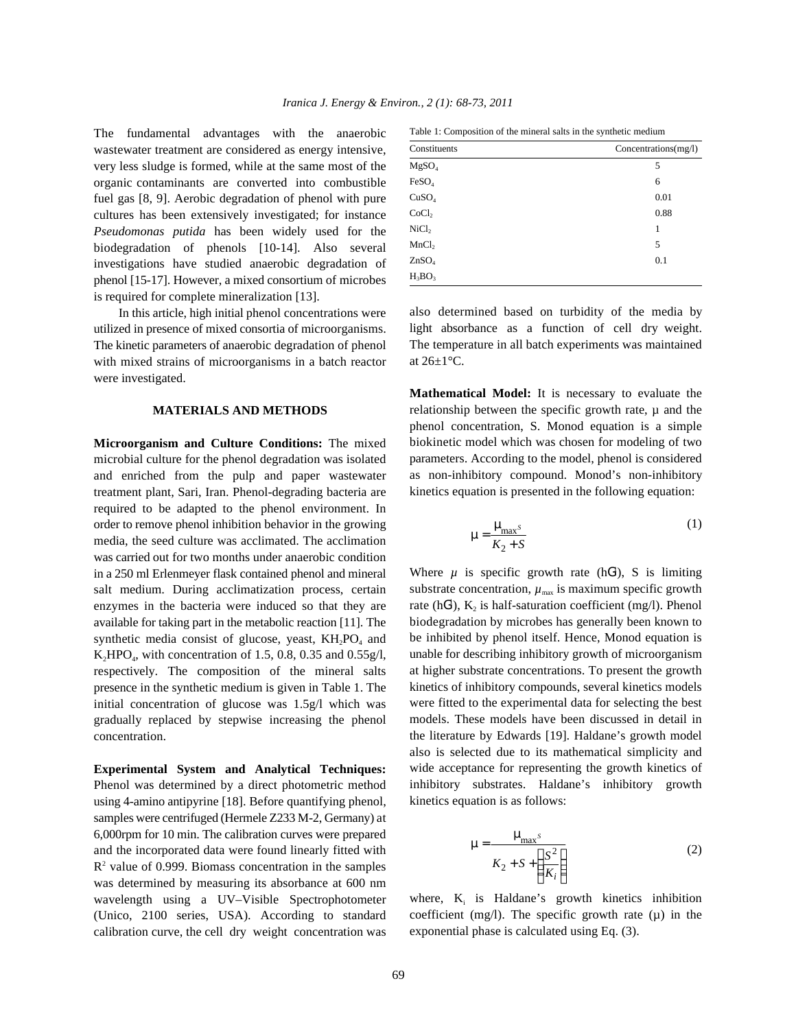The fundamental advantages with the anaerobic wastewater treatment are considered as energy intensive, very less sludge is formed, while at the same most of the organic contaminants are converted into combustible fuel gas [8, 9]. Aerobic degradation of phenol with pure cultures has been extensively investigated; for instance *Pseudomonas putida* has been widely used for the biodegradation of phenols [10-14]. Also several investigations have studied anaerobic degradation of phenol [15-17]. However, a mixed consortium of microbes is required for complete mineralization [13].

In this article, high initial phenol concentrations were utilized in presence of mixed consortia of microorganisms. The kinetic parameters of anaerobic degradation of phenol with mixed strains of microorganisms in a batch reactor were investigated.

## MATERIALS AND METHODS

**Microorganism and Culture Conditions:** The mixed microbial culture for the phenol degradation was isolated and enriched from the pulp and paper wastewater treatment plant, Sari, Iran. Phenol-degrading bacteria are required to be adapted to the phenol environment. In order to remove phenol inhibition behavior in the growing media, the seed culture was acclimated. The acclimation was carried out for two months under anaerobic condition in a 250 ml Erlenmeyer flask contained phenol and mineral salt medium. During acclimatization process, certain enzymes in the bacteria were induced so that they are available for taking part in the metabolic reaction [11]. The synthetic media consist of glucose, yeast, $KH_2PO_4$ and $K_2HPO_4$, with concentration of 1.5, 0.8, 0.35 and 0.55g/l, respectively. The composition of the mineral salts presence in the synthetic medium is given in Table 1. The initial concentration of glucose was 1.5g/l which was gradually replaced by stepwise increasing the phenol concentration.

Table 1: Composition of the mineral salts in the synthetic medium

| Constituents | Concentrations(mg/l) |
|---|---|
| $MgSO_4$ | 5 |
| $FeSO_4$ | 6 |
| $CuSO_4$ | 0.01 |
| $CoCl_2$ | 0.88 |
| $NiCl_2$ | 1 |
| $MnCl_2$ | 5 |
| $ZnSO_4$ | 0.1 |
| $H_3BO_3$ | |

**Experimental System and Analytical Techniques:** Phenol was determined by a direct photometric method using 4-amino antipyrine [18]. Before quantifying phenol, samples were centrifuged (Hermele Z233 M-2, Germany) at 6,000rpm for 10 min. The calibration curves were prepared and the incorporated data were found linearly fitted with $R^2$ value of 0.999. Biomass concentration in the samples was determined by measuring its absorbance at 600 nm wavelength using a UV–Visible Spectrophotometer (Unico, 2100 series, USA). According to standard calibration curve, the cell dry weight concentration was also determined based on turbidity of the media by light absorbance as a function of cell dry weight. The temperature in all batch experiments was maintained at 26±1°C.

**Mathematical Model:** It is necessary to evaluate the relationship between the specific growth rate, μ and the phenol concentration, S. Monod equation is a simple biokinetic model which was chosen for modeling of two parameters. According to the model, phenol is considered as non-inhibitory compound. Monod's non-inhibitory kinetics equation is presented in the following equation:

$$\mu = \frac{\mu_{max} S}{K_2 + S} \tag{1}$$

Where $\mu$ is specific growth rate ($h^{-1}$), S is limiting substrate concentration, $\mu_{max}$ is maximum specific growth rate ($h^{-1}$), $K_2$ is half-saturation coefficient (mg/l). Phenol biodegradation by microbes has generally been known to be inhibited by phenol itself. Hence, Monod equation is unable for describing inhibitory growth of microorganism at higher substrate concentrations. To present the growth kinetics of inhibitory compounds, several kinetics models were fitted to the experimental data for selecting the best models. These models have been discussed in detail in the literature by Edwards [19]. Haldane's growth model also is selected due to its mathematical simplicity and wide acceptance for representing the growth kinetics of inhibitory substrates. Haldane's inhibitory growth kinetics equation is as follows:

$$\mu = \frac{\mu_{max} S}{K_2 + S + \left(\frac{S^2}{K_i}\right)} \tag{2}$$

where, $K_i$ is Haldane's growth kinetics inhibition coefficient (mg/l). The specific growth rate (μ) in the exponential phase is calculated using Eq. (3).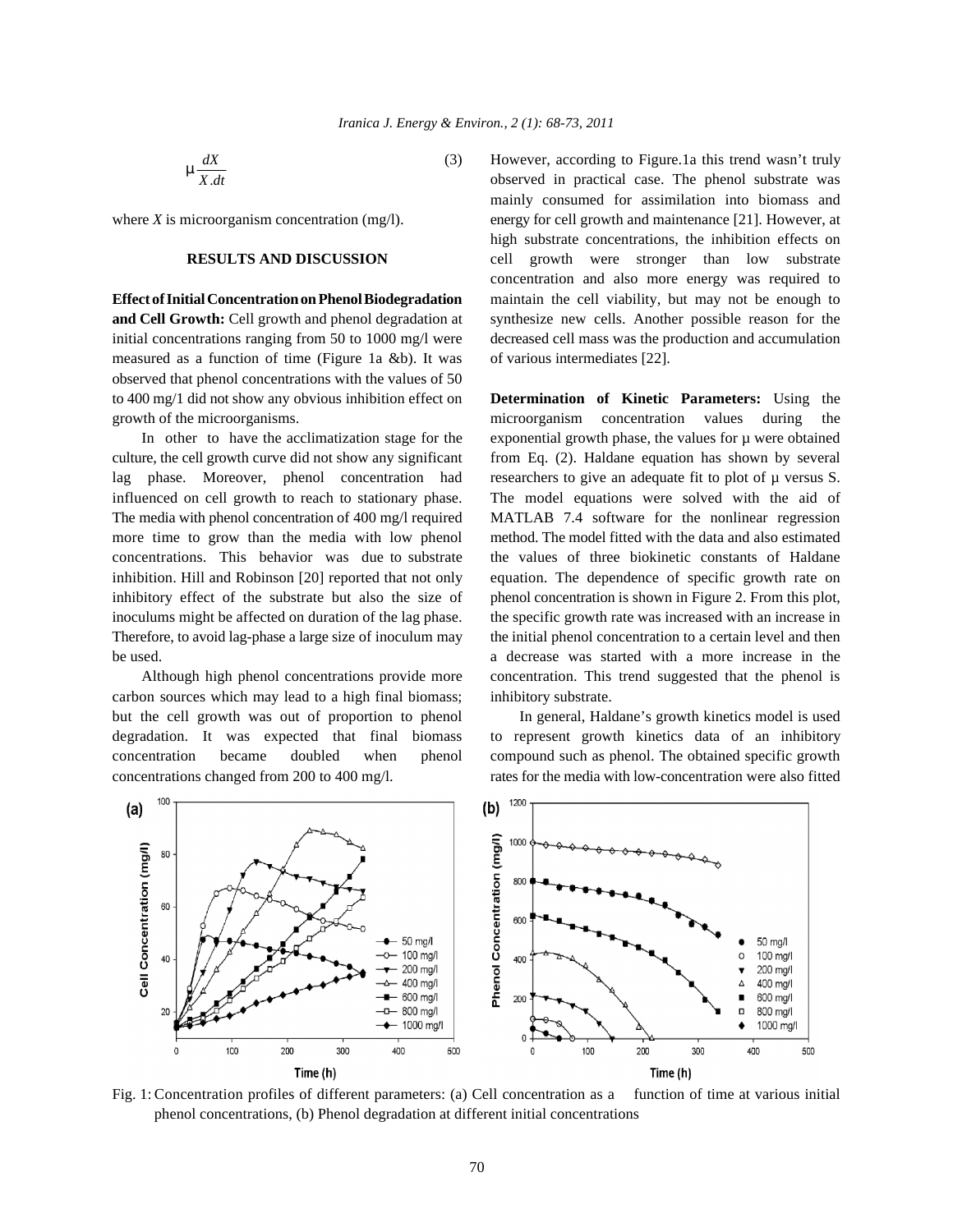$$\mu \frac{dX}{X.dt} \tag{3}$$

where $X$ is microorganism concentration (mg/l).

## RESULTS AND DISCUSSION

**Effect of Initial Concentration on Phenol Biodegradation and Cell Growth:** Cell growth and phenol degradation at initial concentrations ranging from 50 to 1000 mg/l were measured as a function of time (Figure 1a &b). It was observed that phenol concentrations with the values of 50 to 400 mg/1 did not show any obvious inhibition effect on growth of the microorganisms.

In other to have the acclimatization stage for the culture, the cell growth curve did not show any significant lag phase. Moreover, phenol concentration had influenced on cell growth to reach to stationary phase. The media with phenol concentration of 400 mg/l required more time to grow than the media with low phenol concentrations. This behavior was due to substrate inhibition. Hill and Robinson [20] reported that not only inhibitory effect of the substrate but also the size of inoculums might be affected on duration of the lag phase. Therefore, to avoid lag-phase a large size of inoculum may be used.

Although high phenol concentrations provide more carbon sources which may lead to a high final biomass; but the cell growth was out of proportion to phenol degradation. It was expected that final biomass concentration became doubled when phenol concentrations changed from 200 to 400 mg/l. However, according to Figure.1a this trend wasn't truly observed in practical case. The phenol substrate was mainly consumed for assimilation into biomass and energy for cell growth and maintenance [21]. However, at high substrate concentrations, the inhibition effects on cell growth were stronger than low substrate concentration and also more energy was required to maintain the cell viability, but may not be enough to synthesize new cells. Another possible reason for the decreased cell mass was the production and accumulation of various intermediates [22].

**Determination of Kinetic Parameters:** Using the microorganism concentration values during the exponential growth phase, the values for µ were obtained from Eq. (2). Haldane equation has shown by several researchers to give an adequate fit to plot of µ versus S. The model equations were solved with the aid of MATLAB 7.4 software for the nonlinear regression method. The model fitted with the data and also estimated the values of three biokinetic constants of Haldane equation. The dependence of specific growth rate on phenol concentration is shown in Figure 2. From this plot, the specific growth rate was increased with an increase in the initial phenol concentration to a certain level and then a decrease was started with a more increase in the concentration. This trend suggested that the phenol is inhibitory substrate.

In general, Haldane's growth kinetics model is used to represent growth kinetics data of an inhibitory compound such as phenol. The obtained specific growth rates for the media with low-concentration were also fitted

Fig. 1: Concentration profiles of different parameters: (a) Cell concentration as a function of time at various initial phenol concentrations, (b) Phenol degradation at different initial concentrations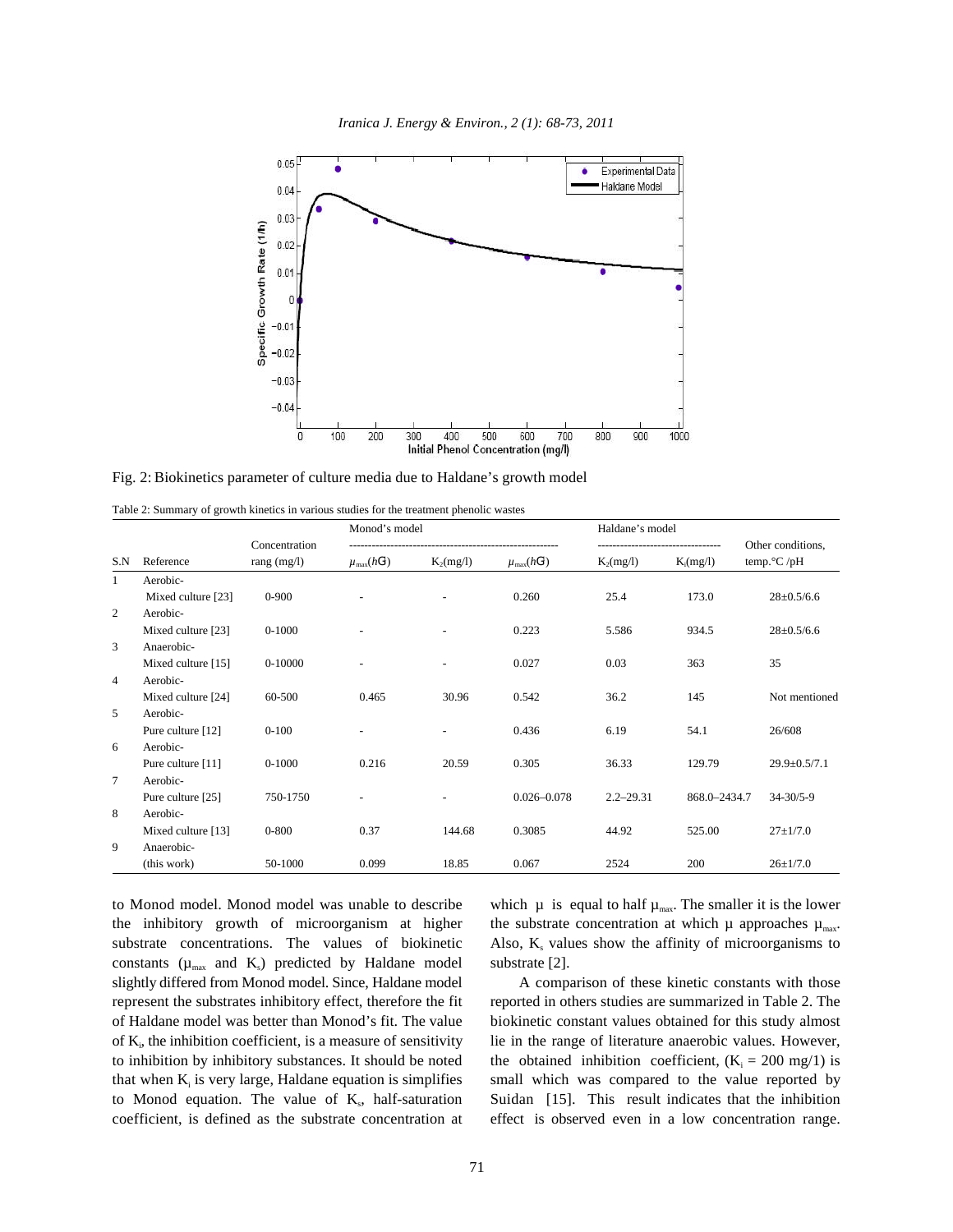Fig. 2: Biokinetics parameter of culture media due to Haldane's growth model

Table 2: Summary of growth kinetics in various studies for the treatment phenolic wastes

| | | | Monod's model | | Haldane's model | | | |
|---|---|---|---|---|---|---|---|---|
| S.N | Reference | Concentration rang (mg/l) | $\mu_{max}$(h⁻¹) | $K_s$(mg/l) | $\mu_{max}$(h⁻¹) | $K_s$(mg/l) | $K_i$(mg/l) | Other conditions, temp.°C /pH |
| 1 | Aerobic- Mixed culture [23] | 0-900 | - | - | 0.260 | 25.4 | 173.0 | 28±0.5/6.6 |
| 2 | Aerobic- Mixed culture [23] | 0-1000 | - | - | 0.223 | 5.586 | 934.5 | 28±0.5/6.6 |
| 3 | Anaerobic- Mixed culture [15] | 0-10000 | - | - | 0.027 | 0.03 | 363 | 35 |
| 4 | Aerobic- Mixed culture [24] | 60-500 | 0.465 | 30.96 | 0.542 | 36.2 | 145 | Not mentioned |
| 5 | Aerobic- Pure culture [12] | 0-100 | - | - | 0.436 | 6.19 | 54.1 | 26/608 |
| 6 | Aerobic- Pure culture [11] | 0-1000 | 0.216 | 20.59 | 0.305 | 36.33 | 129.79 | 29.9±0.5/7.1 |
| 7 | Aerobic- Pure culture [25] | 750-1750 | - | - | 0.026–0.078 | 2.2–29.31 | 868.0–2434.7 | 34-30/5-9 |
| 8 | Aerobic- Mixed culture [13] | 0-800 | 0.37 | 144.68 | 0.3085 | 44.92 | 525.00 | 27±1/7.0 |
| 9 | Anaerobic- (this work) | 50-1000 | 0.099 | 18.85 | 0.067 | 2524 | 200 | 26±1/7.0 |

to Monod model. Monod model was unable to describe the inhibitory growth of microorganism at higher substrate concentrations. The values of biokinetic constants ($\mu_{max}$ and $K_s$) predicted by Haldane model slightly differed from Monod model. Since, Haldane model represent the substrates inhibitory effect, therefore the fit of Haldane model was better than Monod's fit. The value of $K_i$, the inhibition coefficient, is a measure of sensitivity to inhibition by inhibitory substances. It should be noted that when $K_i$ is very large, Haldane equation is simplifies to Monod equation. The value of $K_s$, half-saturation coefficient, is defined as the substrate concentration at which $\mu$ is equal to half $\mu_{max}$. The smaller it is the lower the substrate concentration at which $\mu$ approaches $\mu_{max}$. Also, $K_s$ values show the affinity of microorganisms to substrate [2].

A comparison of these kinetic constants with those reported in others studies are summarized in Table 2. The biokinetic constant values obtained for this study almost lie in the range of literature anaerobic values. However, the obtained inhibition coefficient, ($K_i$ = 200 mg/1) is small which was compared to the value reported by Suidan [15]. This result indicates that the inhibition effect is observed even in a low concentration range.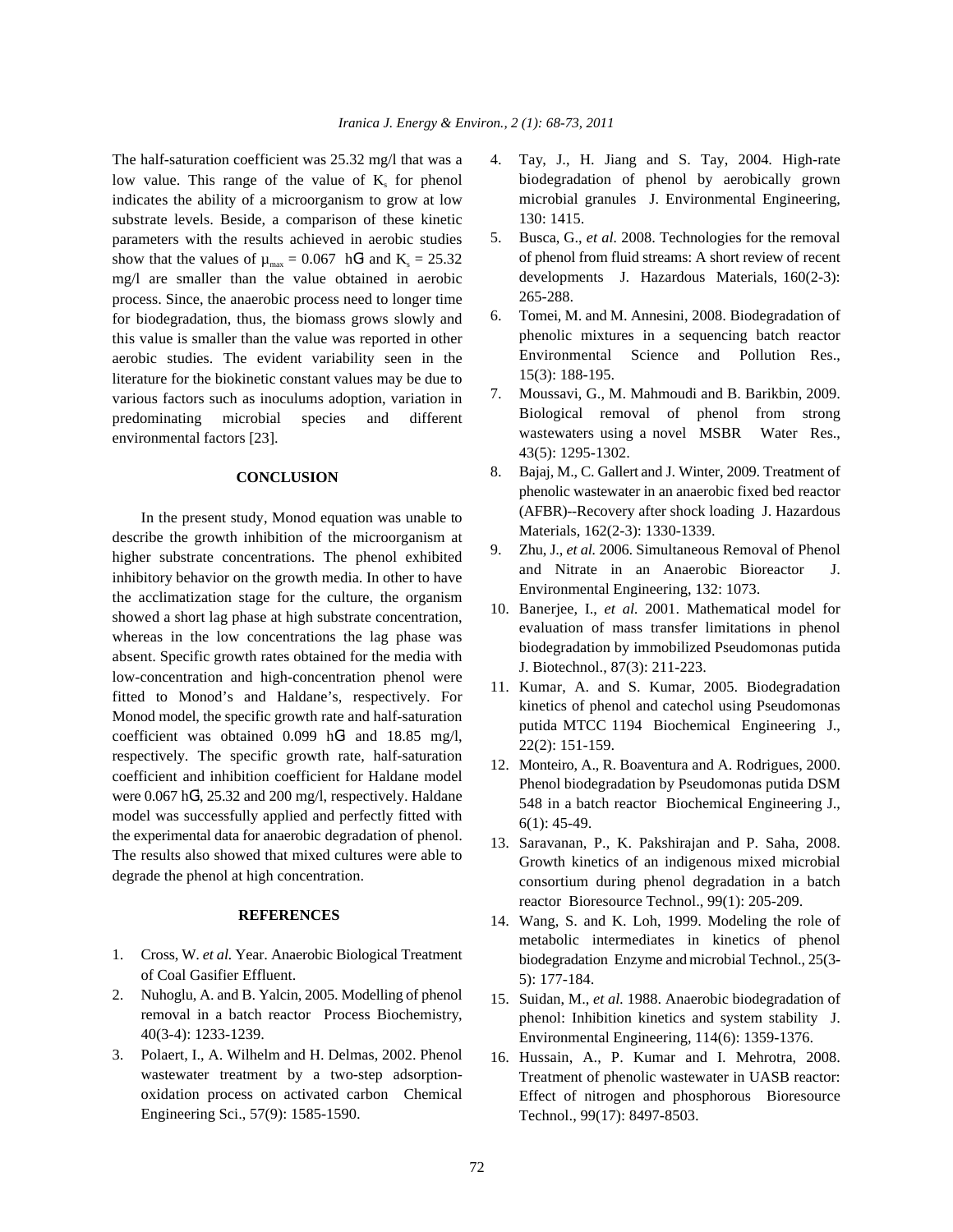The half-saturation coefficient was 25.32 mg/l that was a low value. This range of the value of $K_s$ for phenol indicates the ability of a microorganism to grow at low substrate levels. Beside, a comparison of these kinetic parameters with the results achieved in aerobic studies show that the values of $\mu_{max} = 0.067$ $h^{-1}$ and $K_s = 25.32$ mg/l are smaller than the value obtained in aerobic process. Since, the anaerobic process need to longer time for biodegradation, thus, the biomass grows slowly and this value is smaller than the value was reported in other aerobic studies. The evident variability seen in the literature for the biokinetic constant values may be due to various factors such as inoculums adoption, variation in predominating microbial species and different environmental factors [23].

## CONCLUSION

In the present study, Monod equation was unable to describe the growth inhibition of the microorganism at higher substrate concentrations. The phenol exhibited inhibitory behavior on the growth media. In other to have the acclimatization stage for the culture, the organism showed a short lag phase at high substrate concentration, whereas in the low concentrations the lag phase was absent. Specific growth rates obtained for the media with low-concentration and high-concentration phenol were fitted to Monod's and Haldane's, respectively. For Monod model, the specific growth rate and half-saturation coefficient was obtained 0.099 $h^{-1}$ and 18.85 mg/l, respectively. The specific growth rate, half-saturation coefficient and inhibition coefficient for Haldane model were 0.067 $h^{-1}$, 25.32 and 200 mg/l, respectively. Haldane model was successfully applied and perfectly fitted with the experimental data for anaerobic degradation of phenol. The results also showed that mixed cultures were able to degrade the phenol at high concentration.

## REFERENCES

1. Cross, W. *et al.* Year. Anaerobic Biological Treatment of Coal Gasifier Effluent.
2. Nuhoglu, A. and B. Yalcin, 2005. Modelling of phenol removal in a batch reactor Process Biochemistry, 40(3-4): 1233-1239.
3. Polaert, I., A. Wilhelm and H. Delmas, 2002. Phenol wastewater treatment by a two-step adsorption-oxidation process on activated carbon Chemical Engineering Sci., 57(9): 1585-1590.
4. Tay, J., H. Jiang and S. Tay, 2004. High-rate biodegradation of phenol by aerobically grown microbial granules J. Environmental Engineering, 130: 1415.
5. Busca, G., *et al.* 2008. Technologies for the removal of phenol from fluid streams: A short review of recent developments J. Hazardous Materials, 160(2-3): 265-288.
6. Tomei, M. and M. Annesini, 2008. Biodegradation of phenolic mixtures in a sequencing batch reactor Environmental Science and Pollution Res., 15(3): 188-195.
7. Moussavi, G., M. Mahmoudi and B. Barikbin, 2009. Biological removal of phenol from strong wastewaters using a novel MSBR Water Res., 43(5): 1295-1302.
8. Bajaj, M., C. Gallert and J. Winter, 2009. Treatment of phenolic wastewater in an anaerobic fixed bed reactor (AFBR)--Recovery after shock loading J. Hazardous Materials, 162(2-3): 1330-1339.
9. Zhu, J., *et al.* 2006. Simultaneous Removal of Phenol and Nitrate in an Anaerobic Bioreactor J. Environmental Engineering, 132: 1073.
10. Banerjee, I., *et al.* 2001. Mathematical model for evaluation of mass transfer limitations in phenol biodegradation by immobilized Pseudomonas putida J. Biotechnol., 87(3): 211-223.
11. Kumar, A. and S. Kumar, 2005. Biodegradation kinetics of phenol and catechol using Pseudomonas putida MTCC 1194 Biochemical Engineering J., 22(2): 151-159.
12. Monteiro, A., R. Boaventura and A. Rodrigues, 2000. Phenol biodegradation by Pseudomonas putida DSM 548 in a batch reactor Biochemical Engineering J., 6(1): 45-49.
13. Saravanan, P., K. Pakshirajan and P. Saha, 2008. Growth kinetics of an indigenous mixed microbial consortium during phenol degradation in a batch reactor Bioresource Technol., 99(1): 205-209.
14. Wang, S. and K. Loh, 1999. Modeling the role of metabolic intermediates in kinetics of phenol biodegradation Enzyme and microbial Technol., 25(3-5): 177-184.
15. Suidan, M., *et al.* 1988. Anaerobic biodegradation of phenol: Inhibition kinetics and system stability J. Environmental Engineering, 114(6): 1359-1376.
16. Hussain, A., P. Kumar and I. Mehrotra, 2008. Treatment of phenolic wastewater in UASB reactor: Effect of nitrogen and phosphorous Bioresource Technol., 99(17): 8497-8503.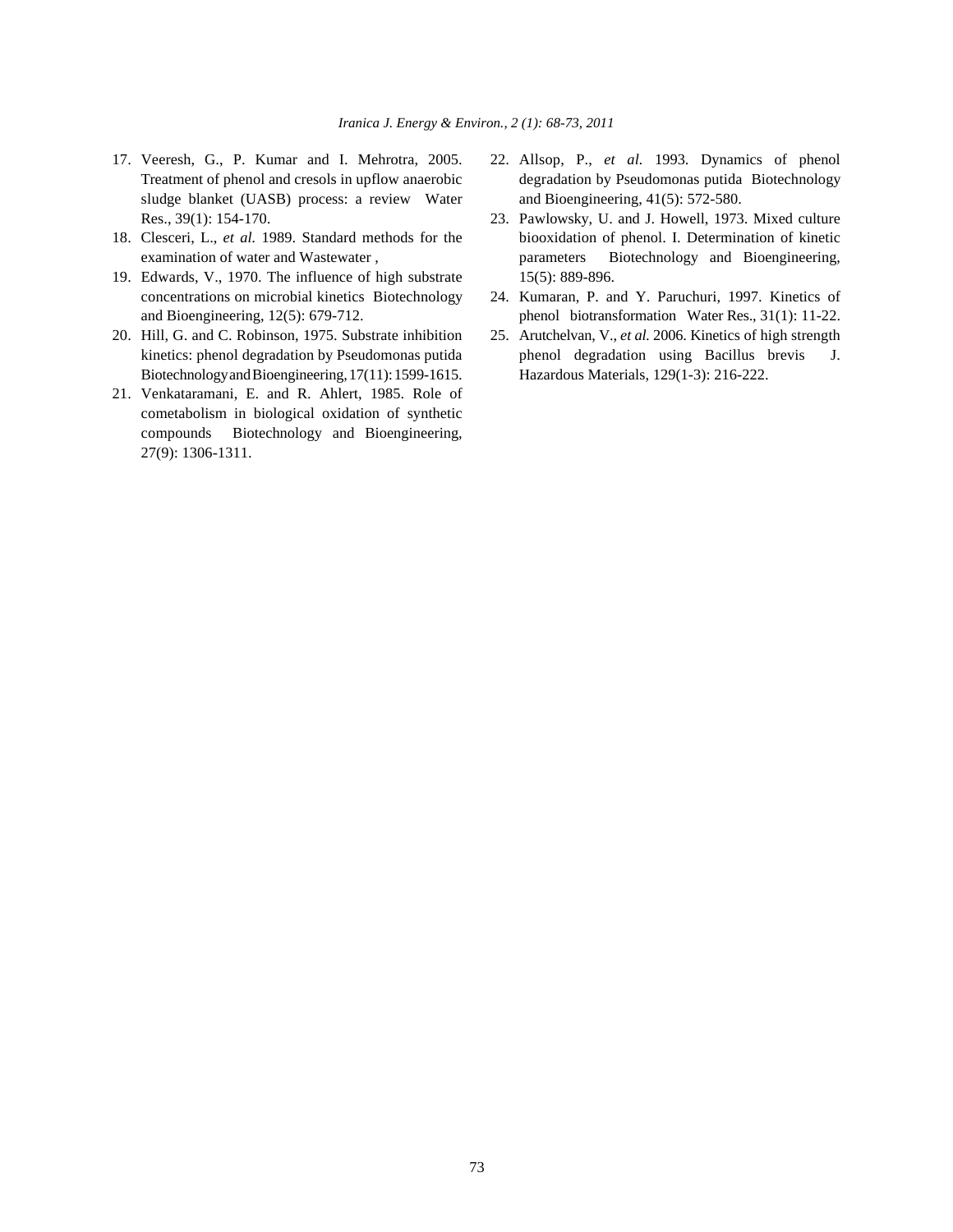17. Veeresh, G., P. Kumar and I. Mehrotra, 2005. Treatment of phenol and cresols in upflow anaerobic sludge blanket (UASB) process: a review Water Res., 39(1): 154-170.
18. Clesceri, L., *et al.* 1989. Standard methods for the examination of water and Wastewater ,
19. Edwards, V., 1970. The influence of high substrate concentrations on microbial kinetics Biotechnology and Bioengineering, 12(5): 679-712.
20. Hill, G. and C. Robinson, 1975. Substrate inhibition kinetics: phenol degradation by Pseudomonas putida Biotechnology and Bioengineering, 17(11): 1599-1615.
21. Venkataramani, E. and R. Ahlert, 1985. Role of cometabolism in biological oxidation of synthetic compounds Biotechnology and Bioengineering, 27(9): 1306-1311.
22. Allsop, P., *et al.* 1993. Dynamics of phenol degradation by Pseudomonas putida Biotechnology and Bioengineering, 41(5): 572-580.
23. Pawlowsky, U. and J. Howell, 1973. Mixed culture biooxidation of phenol. I. Determination of kinetic parameters Biotechnology and Bioengineering, 15(5): 889-896.
24. Kumaran, P. and Y. Paruchuri, 1997. Kinetics of phenol biotransformation Water Res., 31(1): 11-22.
25. Arutchelvan, V., *et al.* 2006. Kinetics of high strength phenol degradation using Bacillus brevis J. Hazardous Materials, 129(1-3): 216-222.